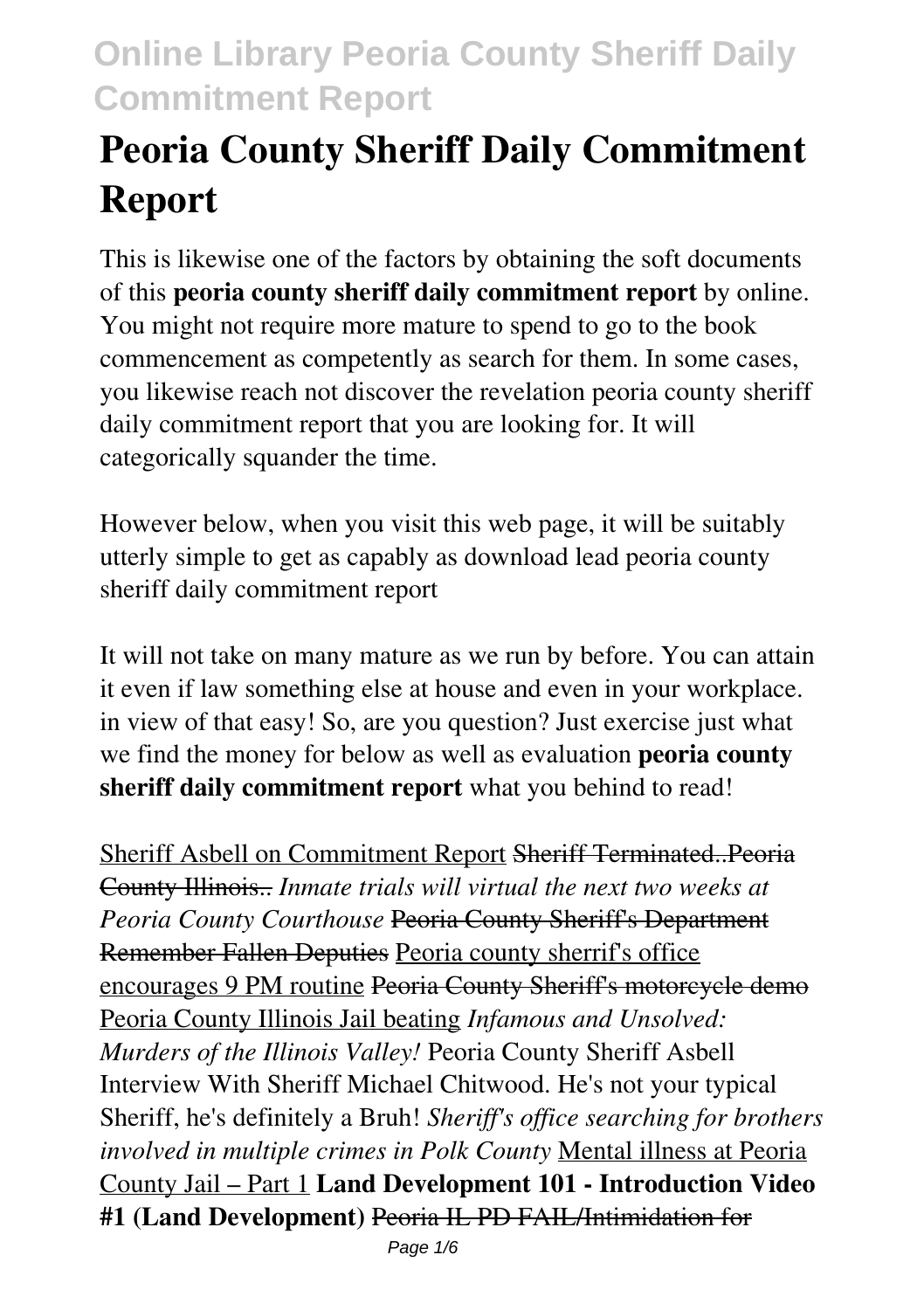# Peoria County Sheriff Daily Commitment Report

This is likewise one of the factors by obtaining the soft documents of this **peoria county sheriff daily commitment report** by online. You might not require more mature to spend to go to the book commencement as competently as search for them. In some cases, you likewise reach not discover the revelation peoria county sheriff daily commitment report that you are looking for. It will categorically squander the time.

However below, when you visit this web page, it will be suitably utterly simple to get as capably as download lead peoria county sheriff daily commitment report

It will not take on many mature as we run by before. You can attain it even if law something else at house and even in your workplace. in view of that easy! So, are you question? Just exercise just what we find the money for below as well as evaluation **peoria county sheriff daily commitment report** what you behind to read!

Sheriff Asbell on Commitment Report ~~Sheriff Terminated..Peoria County Illinois..~~ *Inmate trials will virtual the next two weeks at Peoria County Courthouse* ~~Peoria County Sheriff's Department Remember Fallen Deputies~~ Peoria county sherrif's office encourages 9 PM routine ~~Peoria County Sheriff's motorcycle demo~~ Peoria County Illinois Jail beating *Infamous and Unsolved: Murders of the Illinois Valley!* Peoria County Sheriff Asbell Interview With Sheriff Michael Chitwood. He's not your typical Sheriff, he's definitely a Bruh! *Sheriff's office searching for brothers involved in multiple crimes in Polk County* Mental illness at Peoria County Jail – Part 1 **Land Development 101 - Introduction Video #1 (Land Development)** ~~Peoria IL PD FAIL/Intimidation for~~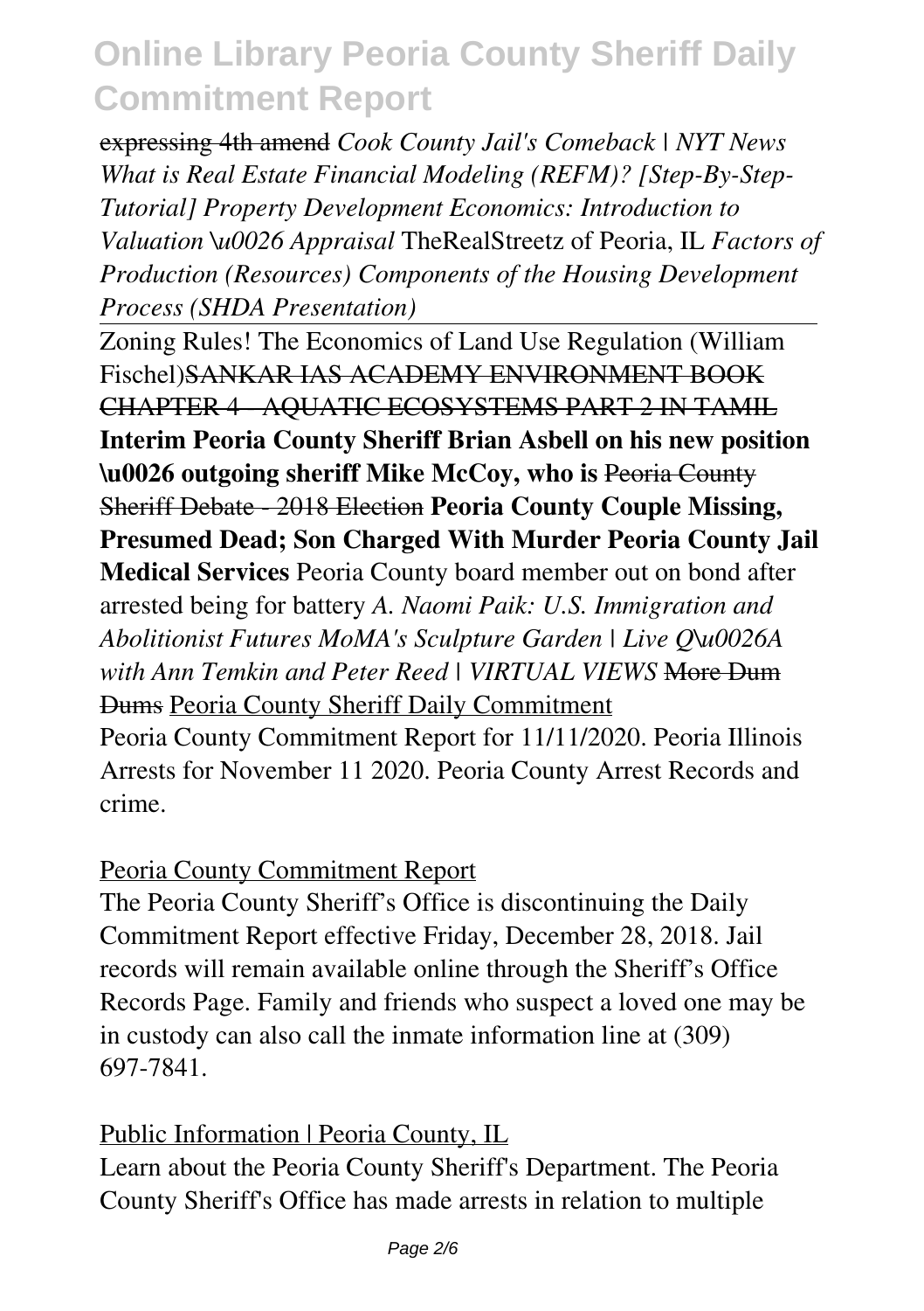~~expressing 4th amend~~ *Cook County Jail's Comeback | NYT News* *What is Real Estate Financial Modeling (REFM)? [Step-By-Step-Tutorial] Property Development Economics: Introduction to Valuation \u0026 Appraisal* TheRealStreetz of Peoria, IL *Factors of Production (Resources) Components of the Housing Development Process (SHDA Presentation)*

Zoning Rules! The Economics of Land Use Regulation (William Fischel)~~SANKAR IAS ACADEMY ENVIRONMENT BOOK CHAPTER 4 - AQUATIC ECOSYSTEMS PART 2 IN TAMIL~~ **Interim Peoria County Sheriff Brian Asbell on his new position \u0026 outgoing sheriff Mike McCoy, who is** ~~Peoria County Sheriff Debate - 2018 Election~~ **Peoria County Couple Missing, Presumed Dead; Son Charged With Murder Peoria County Jail Medical Services** Peoria County board member out on bond after arrested being for battery *A. Naomi Paik: U.S. Immigration and Abolitionist Futures MoMA's Sculpture Garden | Live Q\u0026A with Ann Temkin and Peter Reed | VIRTUAL VIEWS* ~~More Dum Dums~~ Peoria County Sheriff Daily Commitment

Peoria County Commitment Report for 11/11/2020. Peoria Illinois Arrests for November 11 2020. Peoria County Arrest Records and crime.

Peoria County Commitment Report

The Peoria County Sheriff's Office is discontinuing the Daily Commitment Report effective Friday, December 28, 2018. Jail records will remain available online through the Sheriff's Office Records Page. Family and friends who suspect a loved one may be in custody can also call the inmate information line at (309) 697-7841.

Public Information | Peoria County, IL

Learn about the Peoria County Sheriff's Department. The Peoria County Sheriff's Office has made arrests in relation to multiple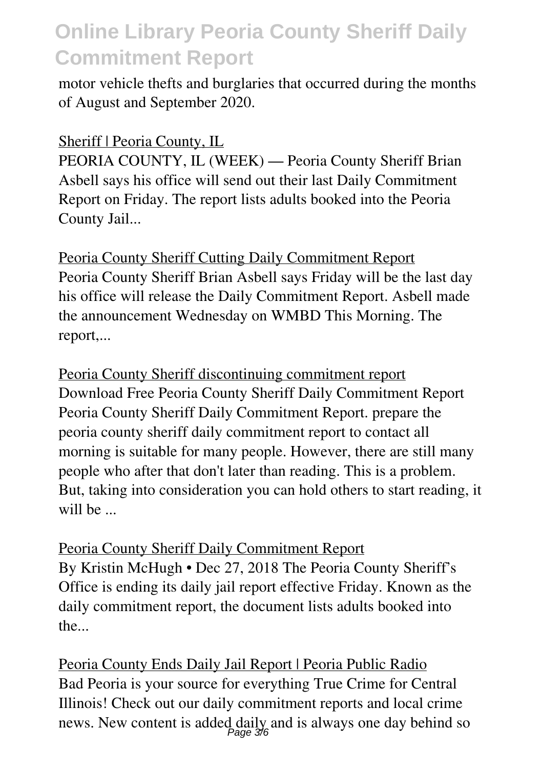motor vehicle thefts and burglaries that occurred during the months of August and September 2020.

Sheriff | Peoria County, IL

PEORIA COUNTY, IL (WEEK) — Peoria County Sheriff Brian Asbell says his office will send out their last Daily Commitment Report on Friday. The report lists adults booked into the Peoria County Jail...

Peoria County Sheriff Cutting Daily Commitment Report

Peoria County Sheriff Brian Asbell says Friday will be the last day his office will release the Daily Commitment Report. Asbell made the announcement Wednesday on WMBD This Morning. The report,...

Peoria County Sheriff discontinuing commitment report

Download Free Peoria County Sheriff Daily Commitment Report Peoria County Sheriff Daily Commitment Report. prepare the peoria county sheriff daily commitment report to contact all morning is suitable for many people. However, there are still many people who after that don't later than reading. This is a problem. But, taking into consideration you can hold others to start reading, it will be ...

Peoria County Sheriff Daily Commitment Report

By Kristin McHugh • Dec 27, 2018 The Peoria County Sheriff's Office is ending its daily jail report effective Friday. Known as the daily commitment report, the document lists adults booked into the...

Peoria County Ends Daily Jail Report | Peoria Public Radio

Bad Peoria is your source for everything True Crime for Central Illinois! Check out our daily commitment reports and local crime news. New content is added daily and is always one day behind so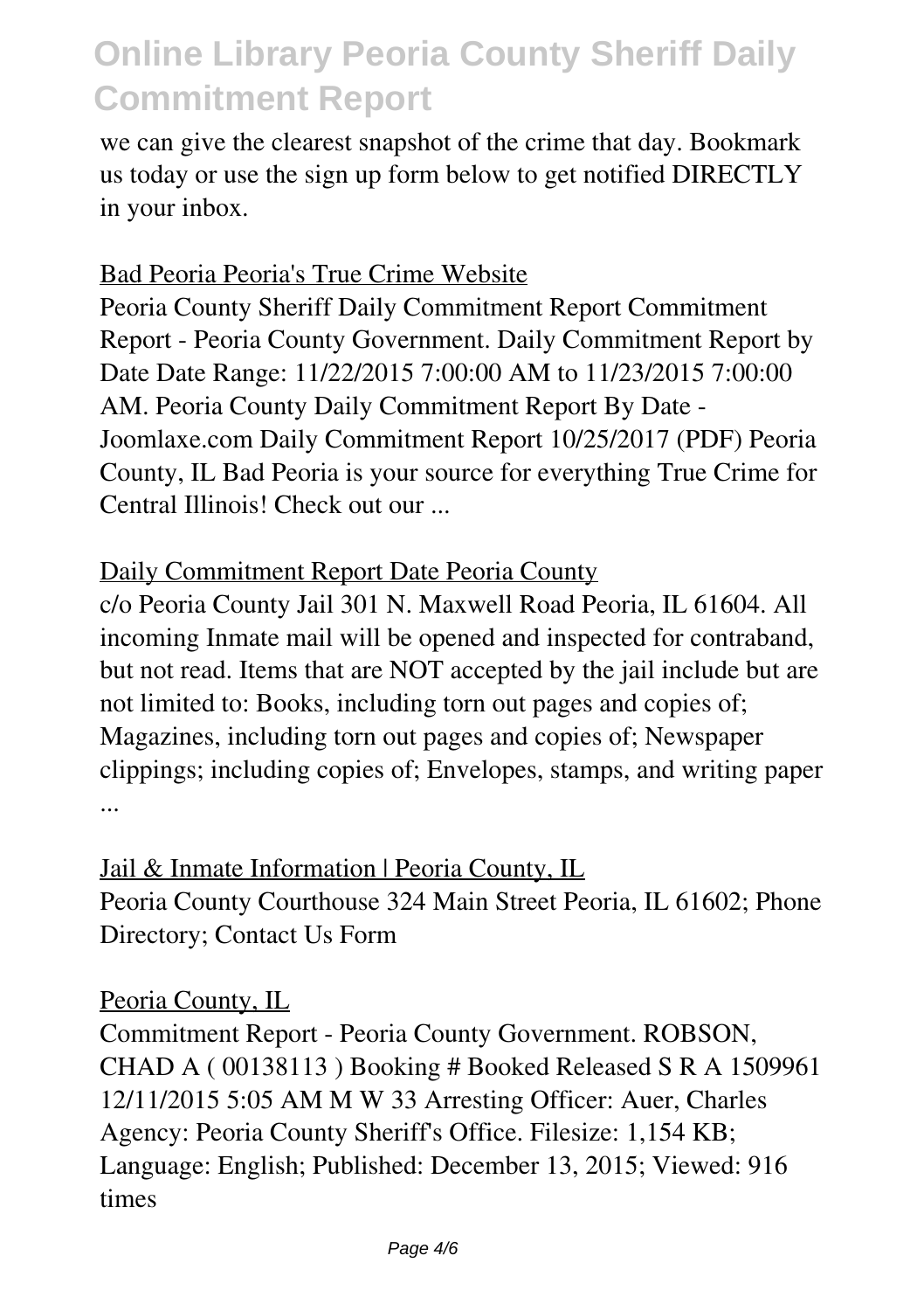we can give the clearest snapshot of the crime that day. Bookmark us today or use the sign up form below to get notified DIRECTLY in your inbox.

Bad Peoria Peoria's True Crime Website

Peoria County Sheriff Daily Commitment Report Commitment Report - Peoria County Government. Daily Commitment Report by Date Date Range: 11/22/2015 7:00:00 AM to 11/23/2015 7:00:00 AM. Peoria County Daily Commitment Report By Date - Joomlaxe.com Daily Commitment Report 10/25/2017 (PDF) Peoria County, IL Bad Peoria is your source for everything True Crime for Central Illinois! Check out our ...

Daily Commitment Report Date Peoria County

c/o Peoria County Jail 301 N. Maxwell Road Peoria, IL 61604. All incoming Inmate mail will be opened and inspected for contraband, but not read. Items that are NOT accepted by the jail include but are not limited to: Books, including torn out pages and copies of; Magazines, including torn out pages and copies of; Newspaper clippings; including copies of; Envelopes, stamps, and writing paper ...

Jail & Inmate Information | Peoria County, IL

Peoria County Courthouse 324 Main Street Peoria, IL 61602; Phone Directory; Contact Us Form

Peoria County, IL

Commitment Report - Peoria County Government. ROBSON, CHAD A ( 00138113 ) Booking # Booked Released S R A 1509961 12/11/2015 5:05 AM M W 33 Arresting Officer: Auer, Charles Agency: Peoria County Sheriff's Office. Filesize: 1,154 KB; Language: English; Published: December 13, 2015; Viewed: 916 times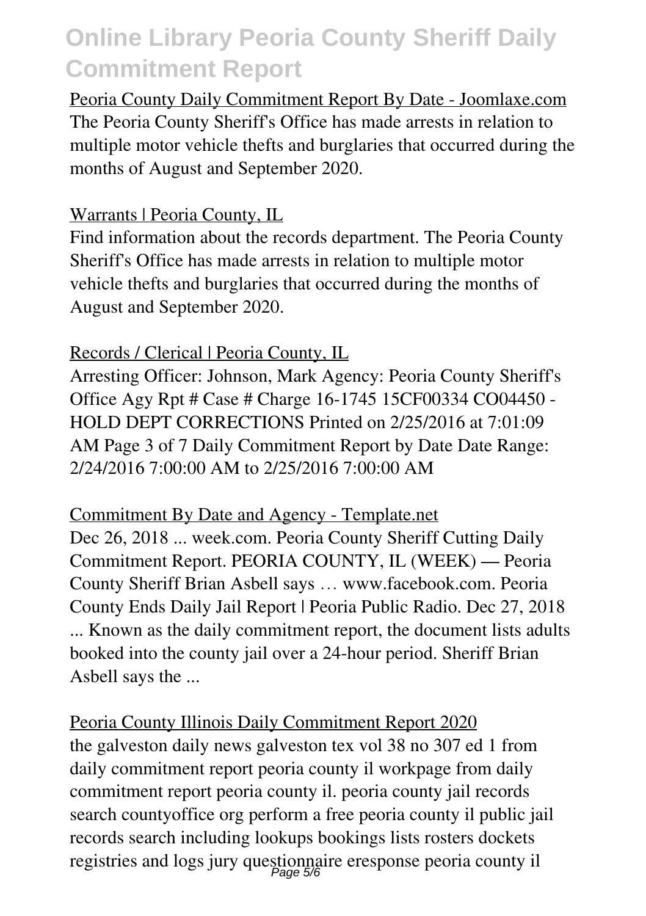Peoria County Daily Commitment Report By Date - Joomlaxe.com
The Peoria County Sheriff's Office has made arrests in relation to multiple motor vehicle thefts and burglaries that occurred during the months of August and September 2020.

Warrants | Peoria County, IL
Find information about the records department. The Peoria County Sheriff's Office has made arrests in relation to multiple motor vehicle thefts and burglaries that occurred during the months of August and September 2020.

Records / Clerical | Peoria County, IL
Arresting Officer: Johnson, Mark Agency: Peoria County Sheriff's Office Agy Rpt # Case # Charge 16-1745 15CF00334 CO04450 - HOLD DEPT CORRECTIONS Printed on 2/25/2016 at 7:01:09 AM Page 3 of 7 Daily Commitment Report by Date Date Range: 2/24/2016 7:00:00 AM to 2/25/2016 7:00:00 AM

Commitment By Date and Agency - Template.net
Dec 26, 2018 ... week.com. Peoria County Sheriff Cutting Daily Commitment Report. PEORIA COUNTY, IL (WEEK) — Peoria County Sheriff Brian Asbell says … www.facebook.com. Peoria County Ends Daily Jail Report | Peoria Public Radio. Dec 27, 2018 ... Known as the daily commitment report, the document lists adults booked into the county jail over a 24-hour period. Sheriff Brian Asbell says the ...

Peoria County Illinois Daily Commitment Report 2020
the galveston daily news galveston tex vol 38 no 307 ed 1 from daily commitment report peoria county il workpage from daily commitment report peoria county il. peoria county jail records search countyoffice org perform a free peoria county il public jail records search including lookups bookings lists rosters dockets registries and logs jury questionnaire eresponse peoria county il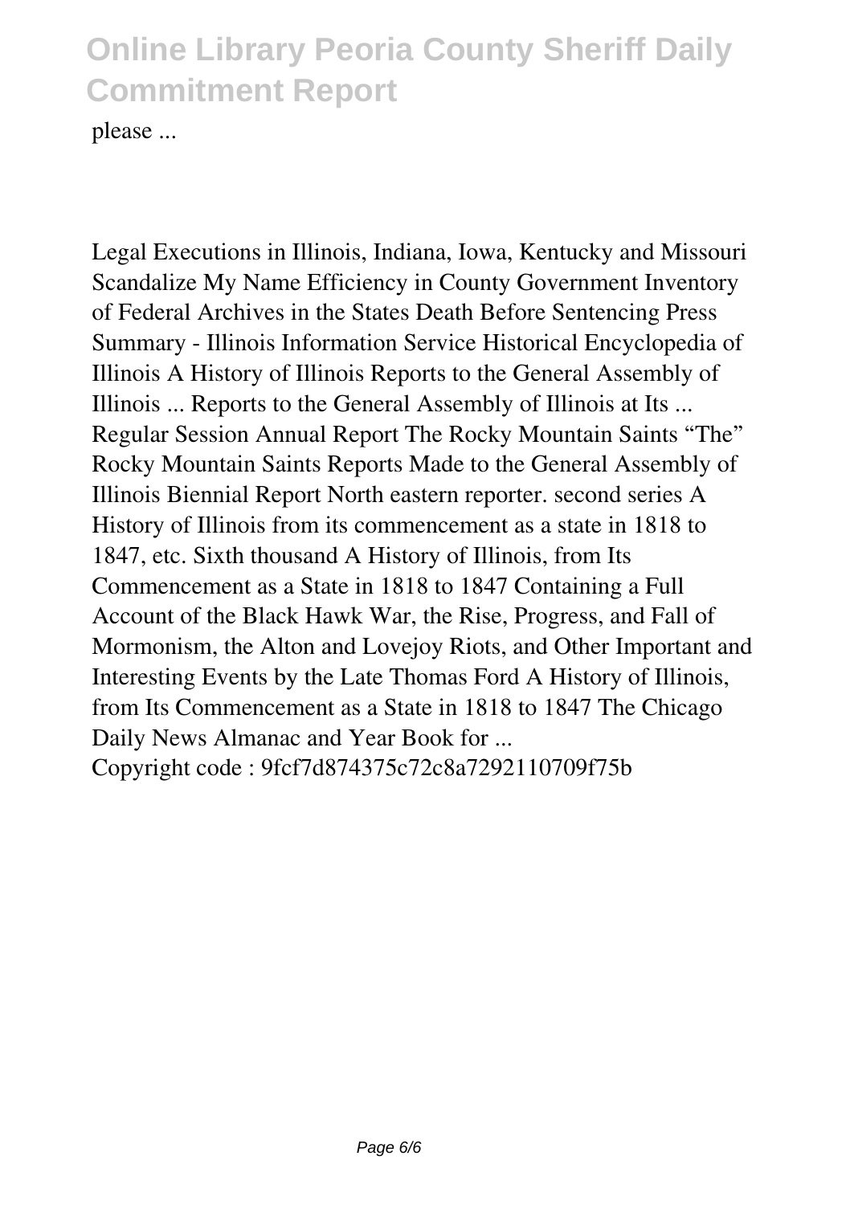please ...

Legal Executions in Illinois, Indiana, Iowa, Kentucky and Missouri Scandalize My Name Efficiency in County Government Inventory of Federal Archives in the States Death Before Sentencing Press Summary - Illinois Information Service Historical Encyclopedia of Illinois A History of Illinois Reports to the General Assembly of Illinois ... Reports to the General Assembly of Illinois at Its ... Regular Session Annual Report The Rocky Mountain Saints "The" Rocky Mountain Saints Reports Made to the General Assembly of Illinois Biennial Report North eastern reporter. second series A History of Illinois from its commencement as a state in 1818 to 1847, etc. Sixth thousand A History of Illinois, from Its Commencement as a State in 1818 to 1847 Containing a Full Account of the Black Hawk War, the Rise, Progress, and Fall of Mormonism, the Alton and Lovejoy Riots, and Other Important and Interesting Events by the Late Thomas Ford A History of Illinois, from Its Commencement as a State in 1818 to 1847 The Chicago Daily News Almanac and Year Book for ...

Copyright code : 9fcf7d874375c72c8a7292110709f75b